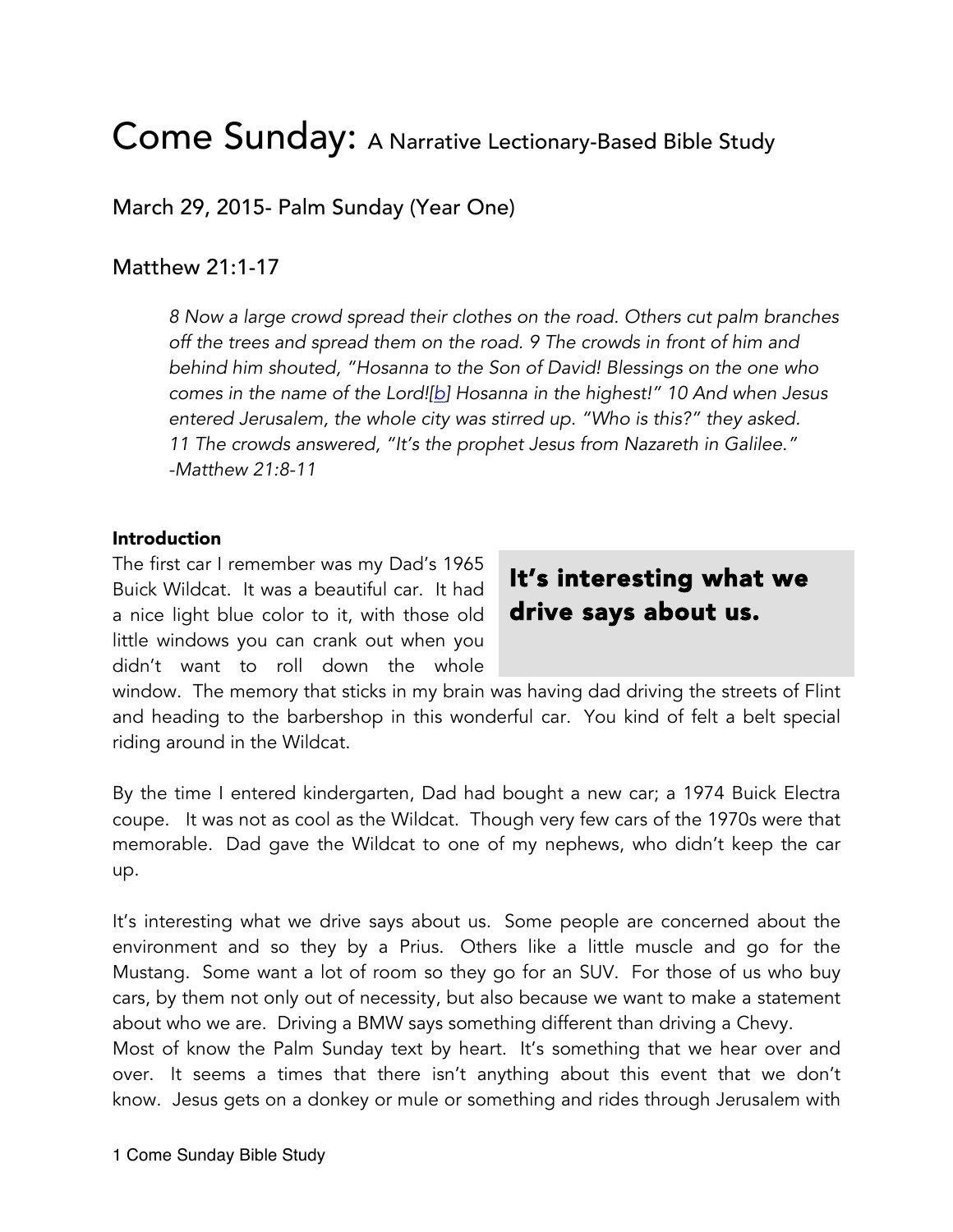# Come Sunday: A Narrative Lectionary-Based Bible Study

## March 29, 2015- Palm Sunday (Year One)

## Matthew 21:1-17

> *8 Now a large crowd spread their clothes on the road. Others cut palm branches off the trees and spread them on the road. 9 The crowds in front of him and behind him shouted, "Hosanna to the Son of David! Blessings on the one who comes in the name of the Lord![b] Hosanna in the highest!" 10 And when Jesus entered Jerusalem, the whole city was stirred up. "Who is this?" they asked. 11 The crowds answered, "It's the prophet Jesus from Nazareth in Galilee." -Matthew 21:8-11*

**Introduction**

The first car I remember was my Dad's 1965 Buick Wildcat. It was a beautiful car. It had a nice light blue color to it, with those old little windows you can crank out when you didn't want to roll down the whole window. The memory that sticks in my brain was having dad driving the streets of Flint and heading to the barbershop in this wonderful car. You kind of felt a belt special riding around in the Wildcat.

**It's interesting what we drive says about us.**

By the time I entered kindergarten, Dad had bought a new car; a 1974 Buick Electra coupe. It was not as cool as the Wildcat. Though very few cars of the 1970s were that memorable. Dad gave the Wildcat to one of my nephews, who didn't keep the car up.

It's interesting what we drive says about us. Some people are concerned about the environment and so they by a Prius. Others like a little muscle and go for the Mustang. Some want a lot of room so they go for an SUV. For those of us who buy cars, by them not only out of necessity, but also because we want to make a statement about who we are. Driving a BMW says something different than driving a Chevy.
Most of know the Palm Sunday text by heart. It's something that we hear over and over. It seems a times that there isn't anything about this event that we don't know. Jesus gets on a donkey or mule or something and rides through Jerusalem with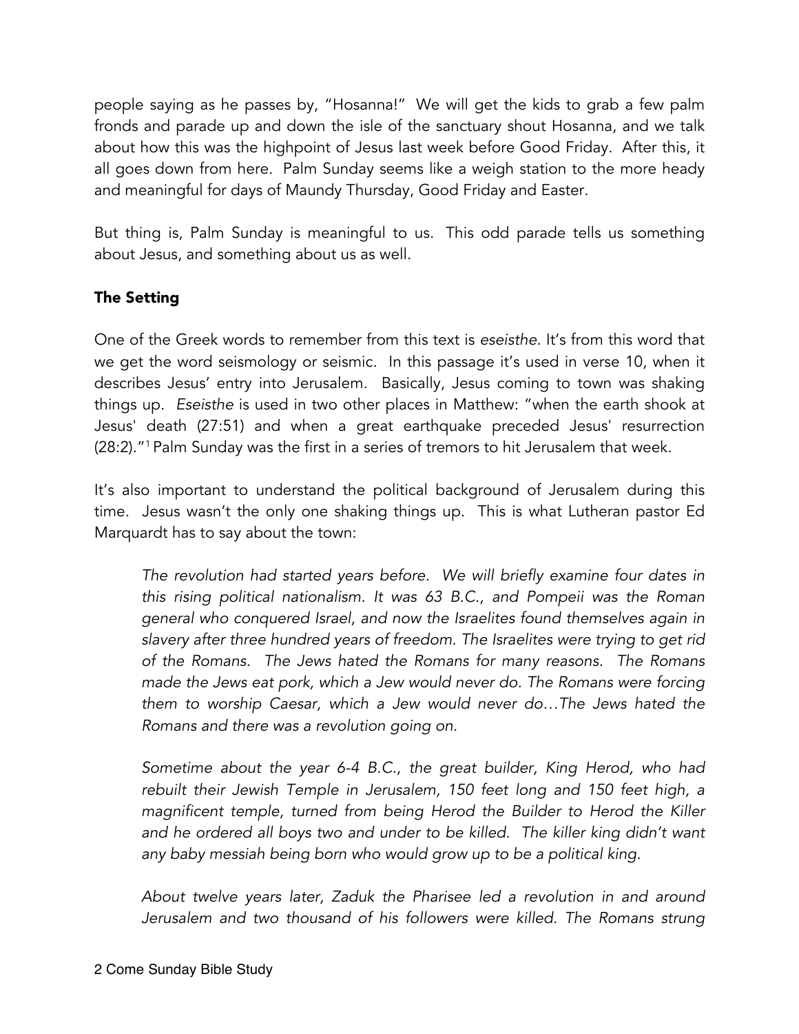people saying as he passes by, "Hosanna!" We will get the kids to grab a few palm fronds and parade up and down the isle of the sanctuary shout Hosanna, and we talk about how this was the highpoint of Jesus last week before Good Friday. After this, it all goes down from here. Palm Sunday seems like a weigh station to the more heady and meaningful for days of Maundy Thursday, Good Friday and Easter.

But thing is, Palm Sunday is meaningful to us. This odd parade tells us something about Jesus, and something about us as well.

### The Setting

One of the Greek words to remember from this text is *eseisthe*. It's from this word that we get the word seismology or seismic. In this passage it's used in verse 10, when it describes Jesus' entry into Jerusalem. Basically, Jesus coming to town was shaking things up. *Eseisthe* is used in two other places in Matthew: "when the earth shook at Jesus' death (27:51) and when a great earthquake preceded Jesus' resurrection (28:2)."[1] Palm Sunday was the first in a series of tremors to hit Jerusalem that week.

It's also important to understand the political background of Jerusalem during this time. Jesus wasn't the only one shaking things up. This is what Lutheran pastor Ed Marquardt has to say about the town:

> *The revolution had started years before. We will briefly examine four dates in this rising political nationalism. It was 63 B.C., and Pompeii was the Roman general who conquered Israel, and now the Israelites found themselves again in slavery after three hundred years of freedom. The Israelites were trying to get rid of the Romans. The Jews hated the Romans for many reasons. The Romans made the Jews eat pork, which a Jew would never do. The Romans were forcing them to worship Caesar, which a Jew would never do…The Jews hated the Romans and there was a revolution going on.*
>
> *Sometime about the year 6-4 B.C., the great builder, King Herod, who had rebuilt their Jewish Temple in Jerusalem, 150 feet long and 150 feet high, a magnificent temple, turned from being Herod the Builder to Herod the Killer and he ordered all boys two and under to be killed. The killer king didn't want any baby messiah being born who would grow up to be a political king.*
>
> *About twelve years later, Zaduk the Pharisee led a revolution in and around Jerusalem and two thousand of his followers were killed. The Romans strung*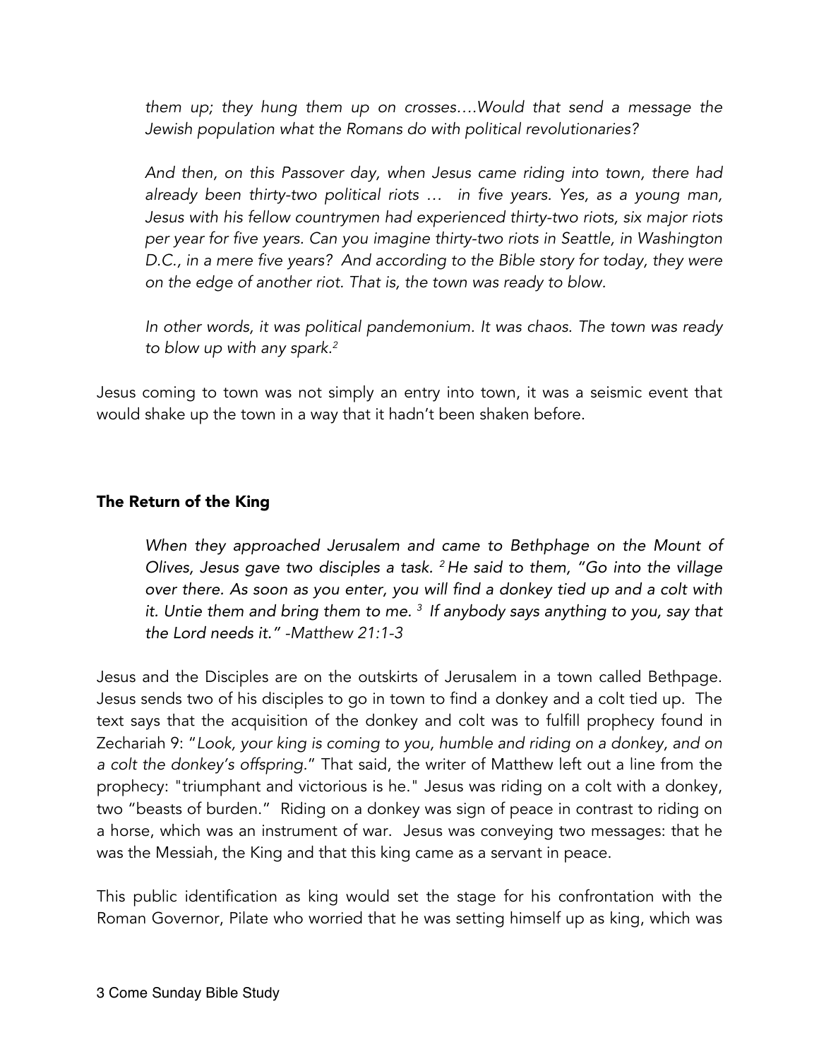*them up; they hung them up on crosses….Would that send a message the Jewish population what the Romans do with political revolutionaries?*

*And then, on this Passover day, when Jesus came riding into town, there had already been thirty-two political riots … in five years. Yes, as a young man, Jesus with his fellow countrymen had experienced thirty-two riots, six major riots per year for five years. Can you imagine thirty-two riots in Seattle, in Washington D.C., in a mere five years? And according to the Bible story for today, they were on the edge of another riot. That is, the town was ready to blow.*

*In other words, it was political pandemonium. It was chaos. The town was ready to blow up with any spark.*[2]

Jesus coming to town was not simply an entry into town, it was a seismic event that would shake up the town in a way that it hadn't been shaken before.

### The Return of the King

*When they approached Jerusalem and came to Bethphage on the Mount of Olives, Jesus gave two disciples a task.* [2] *He said to them, "Go into the village over there. As soon as you enter, you will find a donkey tied up and a colt with it. Untie them and bring them to me.* [3] *If anybody says anything to you, say that the Lord needs it." -Matthew 21:1-3*

Jesus and the Disciples are on the outskirts of Jerusalem in a town called Bethpage. Jesus sends two of his disciples to go in town to find a donkey and a colt tied up. The text says that the acquisition of the donkey and colt was to fulfill prophecy found in Zechariah 9: "*Look, your king is coming to you, humble and riding on a donkey, and on a colt the donkey's offspring.*" That said, the writer of Matthew left out a line from the prophecy: "triumphant and victorious is he." Jesus was riding on a colt with a donkey, two "beasts of burden." Riding on a donkey was sign of peace in contrast to riding on a horse, which was an instrument of war. Jesus was conveying two messages: that he was the Messiah, the King and that this king came as a servant in peace.

This public identification as king would set the stage for his confrontation with the Roman Governor, Pilate who worried that he was setting himself up as king, which was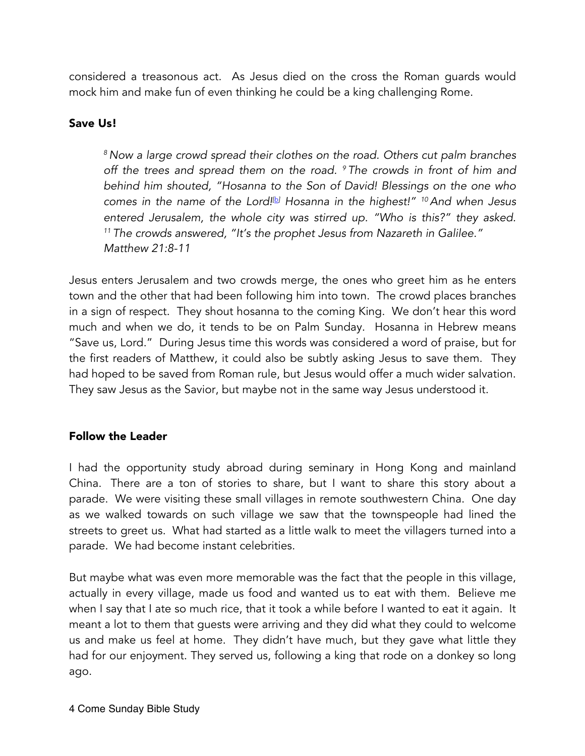considered a treasonous act. As Jesus died on the cross the Roman guards would mock him and make fun of even thinking he could be a king challenging Rome.

### Save Us!

> *[8] Now a large crowd spread their clothes on the road. Others cut palm branches off the trees and spread them on the road. [9] The crowds in front of him and behind him shouted, "Hosanna to the Son of David! Blessings on the one who comes in the name of the Lord![b] Hosanna in the highest!" [10] And when Jesus entered Jerusalem, the whole city was stirred up. "Who is this?" they asked. [11] The crowds answered, "It's the prophet Jesus from Nazareth in Galilee."*
> *Matthew 21:8-11*

Jesus enters Jerusalem and two crowds merge, the ones who greet him as he enters town and the other that had been following him into town. The crowd places branches in a sign of respect. They shout hosanna to the coming King. We don't hear this word much and when we do, it tends to be on Palm Sunday. Hosanna in Hebrew means "Save us, Lord." During Jesus time this words was considered a word of praise, but for the first readers of Matthew, it could also be subtly asking Jesus to save them. They had hoped to be saved from Roman rule, but Jesus would offer a much wider salvation. They saw Jesus as the Savior, but maybe not in the same way Jesus understood it.

### Follow the Leader

I had the opportunity study abroad during seminary in Hong Kong and mainland China. There are a ton of stories to share, but I want to share this story about a parade. We were visiting these small villages in remote southwestern China. One day as we walked towards on such village we saw that the townspeople had lined the streets to greet us. What had started as a little walk to meet the villagers turned into a parade. We had become instant celebrities.

But maybe what was even more memorable was the fact that the people in this village, actually in every village, made us food and wanted us to eat with them. Believe me when I say that I ate so much rice, that it took a while before I wanted to eat it again. It meant a lot to them that guests were arriving and they did what they could to welcome us and make us feel at home. They didn't have much, but they gave what little they had for our enjoyment. They served us, following a king that rode on a donkey so long ago.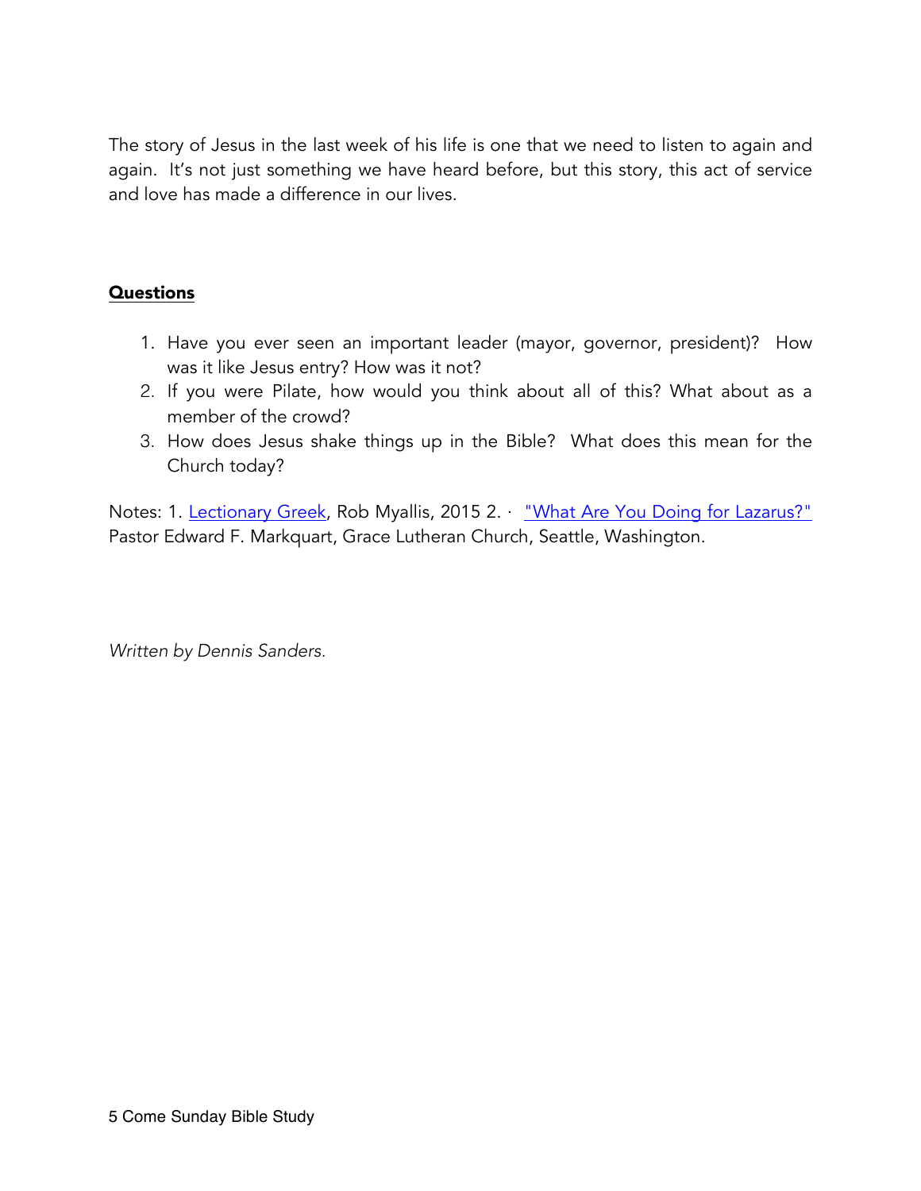The story of Jesus in the last week of his life is one that we need to listen to again and again. It's not just something we have heard before, but this story, this act of service and love has made a difference in our lives.

**Questions**

1. Have you ever seen an important leader (mayor, governor, president)? How was it like Jesus entry? How was it not?
2. If you were Pilate, how would you think about all of this? What about as a member of the crowd?
3. How does Jesus shake things up in the Bible? What does this mean for the Church today?

Notes: 1. Lectionary Greek, Rob Myallis, 2015 2. · "What Are You Doing for Lazarus?" Pastor Edward F. Markquart, Grace Lutheran Church, Seattle, Washington.

*Written by Dennis Sanders.*